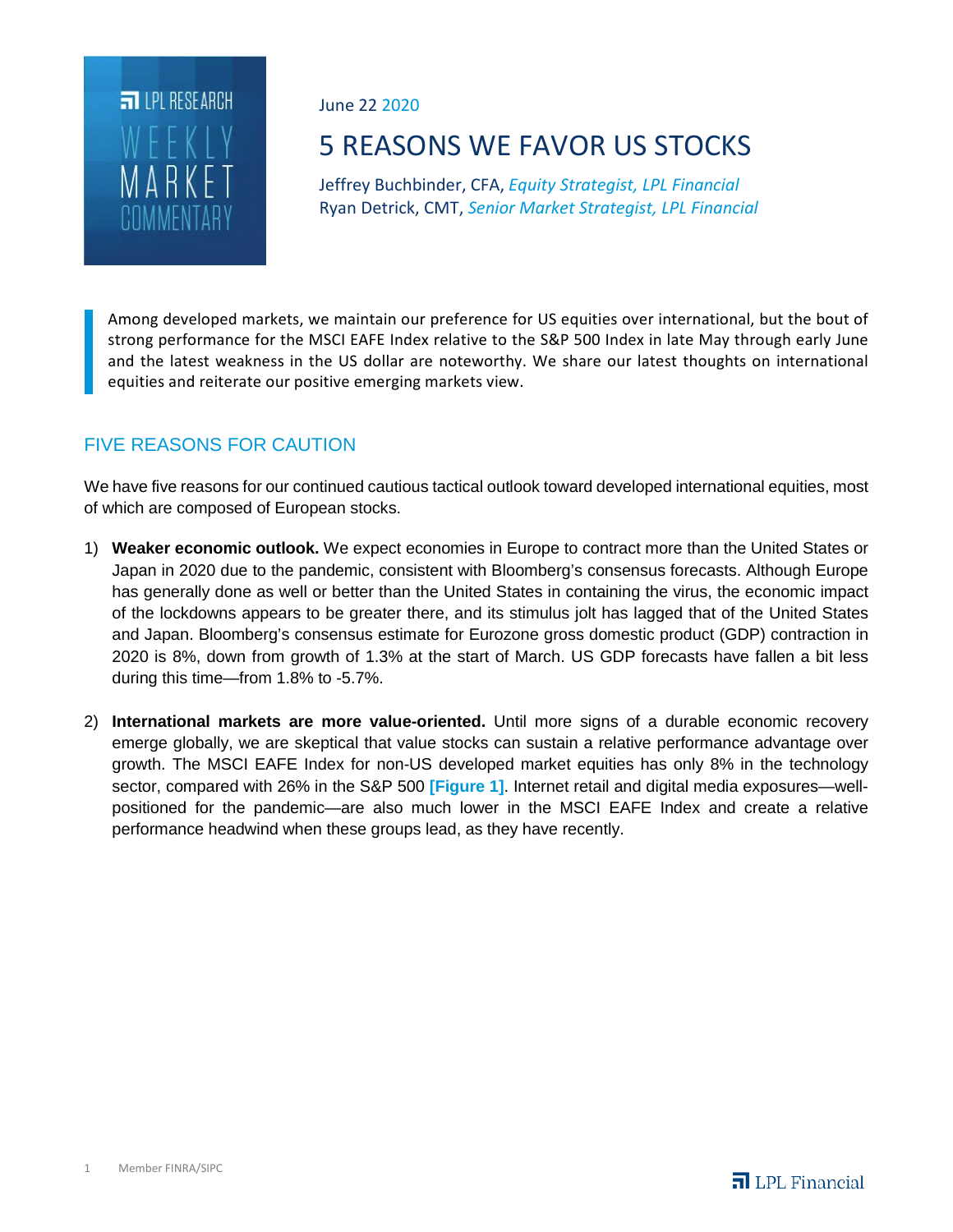LPL RESEARCH WEEKLY MARKET COMMENTARY

June 22 2020

# 5 REASONS WE FAVOR US STOCKS

Jeffrey Buchbinder, CFA, *Equity Strategist, LPL Financial*
Ryan Detrick, CMT, *Senior Market Strategist, LPL Financial*

> Among developed markets, we maintain our preference for US equities over international, but the bout of strong performance for the MSCI EAFE Index relative to the S&P 500 Index in late May through early June and the latest weakness in the US dollar are noteworthy. We share our latest thoughts on international equities and reiterate our positive emerging markets view.

## FIVE REASONS FOR CAUTION

We have five reasons for our continued cautious tactical outlook toward developed international equities, most of which are composed of European stocks.

1) **Weaker economic outlook.** We expect economies in Europe to contract more than the United States or Japan in 2020 due to the pandemic, consistent with Bloomberg's consensus forecasts. Although Europe has generally done as well or better than the United States in containing the virus, the economic impact of the lockdowns appears to be greater there, and its stimulus jolt has lagged that of the United States and Japan. Bloomberg's consensus estimate for Eurozone gross domestic product (GDP) contraction in 2020 is 8%, down from growth of 1.3% at the start of March. US GDP forecasts have fallen a bit less during this time—from 1.8% to -5.7%.

2) **International markets are more value-oriented.** Until more signs of a durable economic recovery emerge globally, we are skeptical that value stocks can sustain a relative performance advantage over growth. The MSCI EAFE Index for non-US developed market equities has only 8% in the technology sector, compared with 26% in the S&P 500 **[Figure 1]**. Internet retail and digital media exposures—well-positioned for the pandemic—are also much lower in the MSCI EAFE Index and create a relative performance headwind when these groups lead, as they have recently.

Member FINRA/SIPC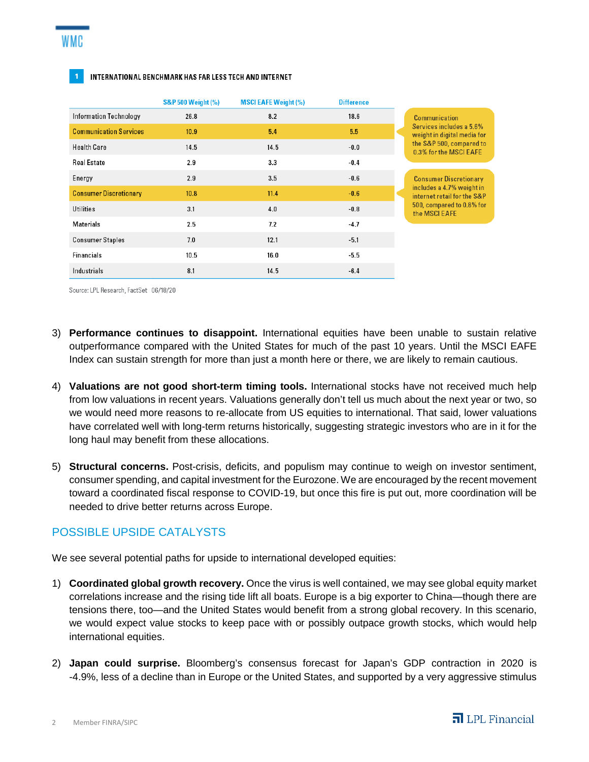**1 INTERNATIONAL BENCHMARK HAS FAR LESS TECH AND INTERNET**

| | S&P 500 Weight (%) | MSCI EAFE Weight (%) | Difference |
|---|---|---|---|
| Information Technology | 26.8 | 8.2 | 18.6 |
| Communication Services | 10.9 | 5.4 | 5.5 |
| Health Care | 14.5 | 14.5 | -0.0 |
| Real Estate | 2.9 | 3.3 | -0.4 |
| Energy | 2.9 | 3.5 | -0.6 |
| Consumer Discretionary | 10.8 | 11.4 | -0.6 |
| Utilities | 3.1 | 4.0 | -0.8 |
| Materials | 2.5 | 7.2 | -4.7 |
| Consumer Staples | 7.0 | 12.1 | -5.1 |
| Financials | 10.5 | 16.0 | -5.5 |
| Industrials | 8.1 | 14.5 | -6.4 |

Communication Services includes a 5.6% weight in digital media for the S&P 500, compared to 0.3% for the MSCI EAFE

Consumer Discretionary includes a 4.7% weight in internet retail for the S&P 500, compared to 0.8% for the MSCI EAFE

Source: LPL Research, FactSet 06/18/20

3) **Performance continues to disappoint.** International equities have been unable to sustain relative outperformance compared with the United States for much of the past 10 years. Until the MSCI EAFE Index can sustain strength for more than just a month here or there, we are likely to remain cautious.

4) **Valuations are not good short-term timing tools.** International stocks have not received much help from low valuations in recent years. Valuations generally don't tell us much about the next year or two, so we would need more reasons to re-allocate from US equities to international. That said, lower valuations have correlated well with long-term returns historically, suggesting strategic investors who are in it for the long haul may benefit from these allocations.

5) **Structural concerns.** Post-crisis, deficits, and populism may continue to weigh on investor sentiment, consumer spending, and capital investment for the Eurozone. We are encouraged by the recent movement toward a coordinated fiscal response to COVID-19, but once this fire is put out, more coordination will be needed to drive better returns across Europe.

## POSSIBLE UPSIDE CATALYSTS

We see several potential paths for upside to international developed equities:

1) **Coordinated global growth recovery.** Once the virus is well contained, we may see global equity market correlations increase and the rising tide lift all boats. Europe is a big exporter to China—though there are tensions there, too—and the United States would benefit from a strong global recovery. In this scenario, we would expect value stocks to keep pace with or possibly outpace growth stocks, which would help international equities.

2) **Japan could surprise.** Bloomberg's consensus forecast for Japan's GDP contraction in 2020 is -4.9%, less of a decline than in Europe or the United States, and supported by a very aggressive stimulus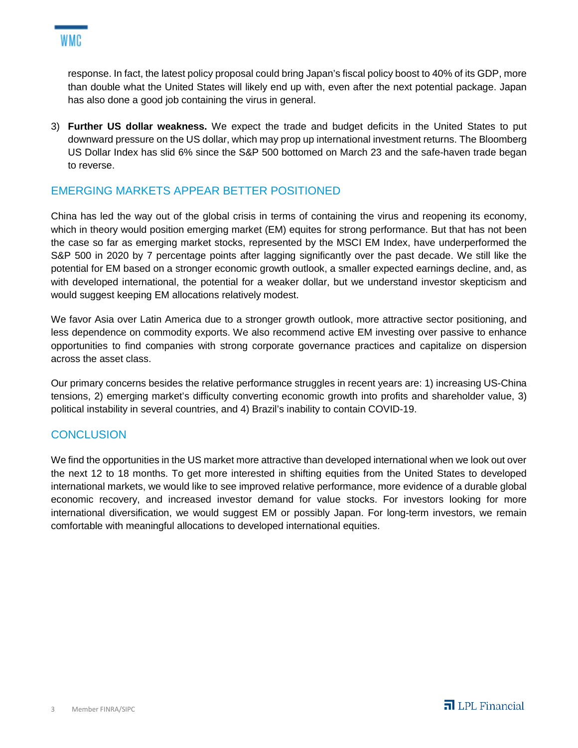response. In fact, the latest policy proposal could bring Japan's fiscal policy boost to 40% of its GDP, more than double what the United States will likely end up with, even after the next potential package. Japan has also done a good job containing the virus in general.

3) **Further US dollar weakness.** We expect the trade and budget deficits in the United States to put downward pressure on the US dollar, which may prop up international investment returns. The Bloomberg US Dollar Index has slid 6% since the S&P 500 bottomed on March 23 and the safe-haven trade began to reverse.

## EMERGING MARKETS APPEAR BETTER POSITIONED

China has led the way out of the global crisis in terms of containing the virus and reopening its economy, which in theory would position emerging market (EM) equites for strong performance. But that has not been the case so far as emerging market stocks, represented by the MSCI EM Index, have underperformed the S&P 500 in 2020 by 7 percentage points after lagging significantly over the past decade. We still like the potential for EM based on a stronger economic growth outlook, a smaller expected earnings decline, and, as with developed international, the potential for a weaker dollar, but we understand investor skepticism and would suggest keeping EM allocations relatively modest.

We favor Asia over Latin America due to a stronger growth outlook, more attractive sector positioning, and less dependence on commodity exports. We also recommend active EM investing over passive to enhance opportunities to find companies with strong corporate governance practices and capitalize on dispersion across the asset class.

Our primary concerns besides the relative performance struggles in recent years are: 1) increasing US-China tensions, 2) emerging market's difficulty converting economic growth into profits and shareholder value, 3) political instability in several countries, and 4) Brazil's inability to contain COVID-19.

## CONCLUSION

We find the opportunities in the US market more attractive than developed international when we look out over the next 12 to 18 months. To get more interested in shifting equities from the United States to developed international markets, we would like to see improved relative performance, more evidence of a durable global economic recovery, and increased investor demand for value stocks. For investors looking for more international diversification, we would suggest EM or possibly Japan. For long-term investors, we remain comfortable with meaningful allocations to developed international equities.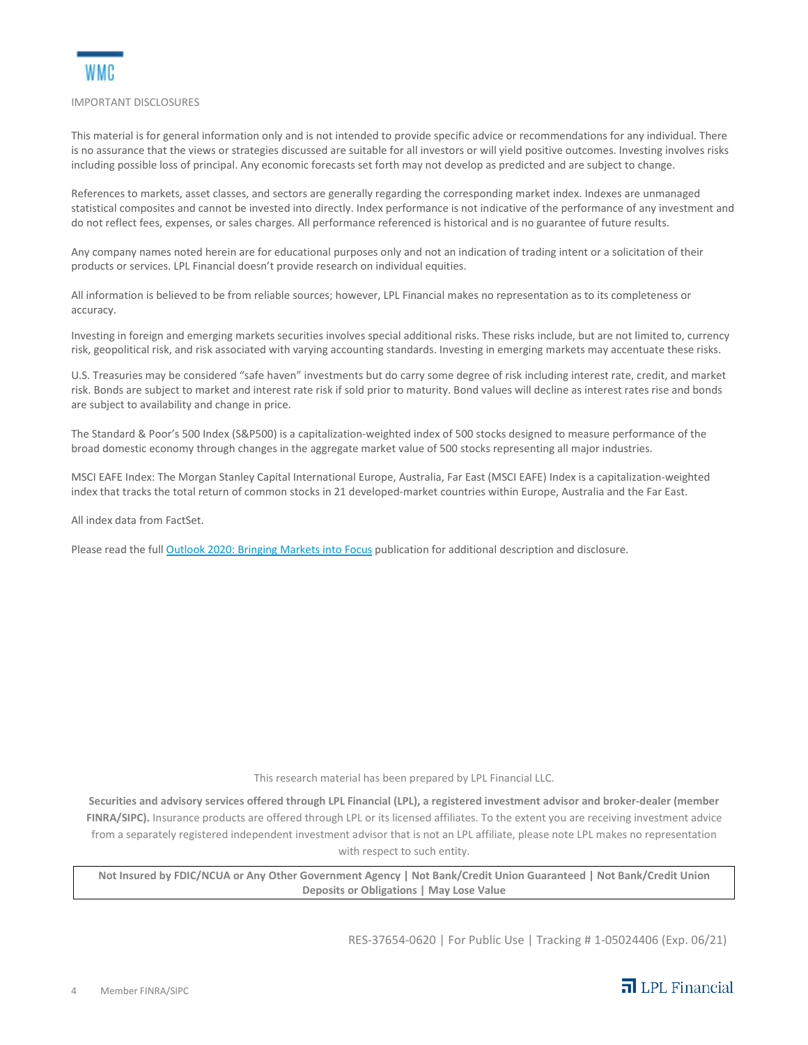WMC

IMPORTANT DISCLOSURES

This material is for general information only and is not intended to provide specific advice or recommendations for any individual. There is no assurance that the views or strategies discussed are suitable for all investors or will yield positive outcomes. Investing involves risks including possible loss of principal. Any economic forecasts set forth may not develop as predicted and are subject to change.

References to markets, asset classes, and sectors are generally regarding the corresponding market index. Indexes are unmanaged statistical composites and cannot be invested into directly. Index performance is not indicative of the performance of any investment and do not reflect fees, expenses, or sales charges. All performance referenced is historical and is no guarantee of future results.

Any company names noted herein are for educational purposes only and not an indication of trading intent or a solicitation of their products or services. LPL Financial doesn't provide research on individual equities.

All information is believed to be from reliable sources; however, LPL Financial makes no representation as to its completeness or accuracy.

Investing in foreign and emerging markets securities involves special additional risks. These risks include, but are not limited to, currency risk, geopolitical risk, and risk associated with varying accounting standards. Investing in emerging markets may accentuate these risks.

U.S. Treasuries may be considered "safe haven" investments but do carry some degree of risk including interest rate, credit, and market risk. Bonds are subject to market and interest rate risk if sold prior to maturity. Bond values will decline as interest rates rise and bonds are subject to availability and change in price.

The Standard & Poor's 500 Index (S&P500) is a capitalization-weighted index of 500 stocks designed to measure performance of the broad domestic economy through changes in the aggregate market value of 500 stocks representing all major industries.

MSCI EAFE Index: The Morgan Stanley Capital International Europe, Australia, Far East (MSCI EAFE) Index is a capitalization-weighted index that tracks the total return of common stocks in 21 developed-market countries within Europe, Australia and the Far East.

All index data from FactSet.

Please read the full Outlook 2020: Bringing Markets into Focus publication for additional description and disclosure.

This research material has been prepared by LPL Financial LLC.

**Securities and advisory services offered through LPL Financial (LPL), a registered investment advisor and broker-dealer (member FINRA/SIPC).** Insurance products are offered through LPL or its licensed affiliates. To the extent you are receiving investment advice from a separately registered independent investment advisor that is not an LPL affiliate, please note LPL makes no representation with respect to such entity.

**Not Insured by FDIC/NCUA or Any Other Government Agency | Not Bank/Credit Union Guaranteed | Not Bank/Credit Union Deposits or Obligations | May Lose Value**

RES-37654-0620 | For Public Use | Tracking # 1-05024406 (Exp. 06/21)

Member FINRA/SIPC

LPL Financial